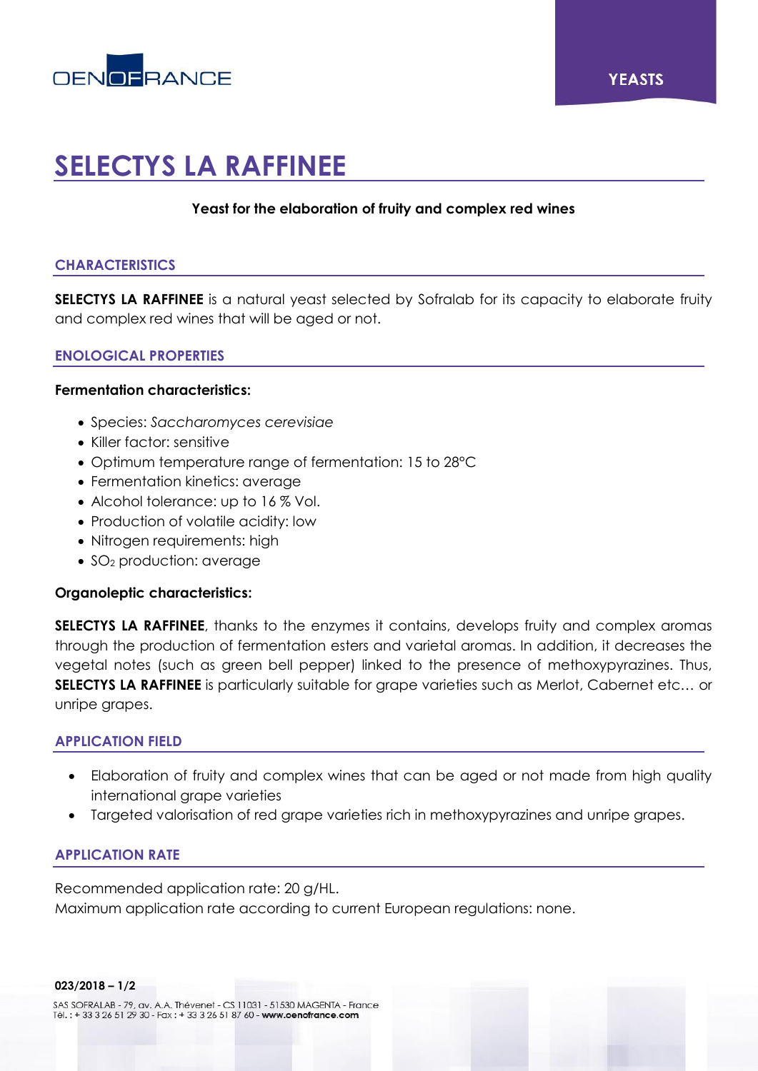# SELECTYS LA RAFFINEE

**Yeast for the elaboration of fruity and complex red wines**

## CHARACTERISTICS

**SELECTYS LA RAFFINEE** is a natural yeast selected by Sofralab for its capacity to elaborate fruity and complex red wines that will be aged or not.

## ENOLOGICAL PROPERTIES

**Fermentation characteristics:**

- Species: *Saccharomyces cerevisiae*
- Killer factor: sensitive
- Optimum temperature range of fermentation: 15 to 28°C
- Fermentation kinetics: average
- Alcohol tolerance: up to 16 % Vol.
- Production of volatile acidity: low
- Nitrogen requirements: high
- $SO_2$ production: average

**Organoleptic characteristics:**

**SELECTYS LA RAFFINEE**, thanks to the enzymes it contains, develops fruity and complex aromas through the production of fermentation esters and varietal aromas. In addition, it decreases the vegetal notes (such as green bell pepper) linked to the presence of methoxypyrazines. Thus, **SELECTYS LA RAFFINEE** is particularly suitable for grape varieties such as Merlot, Cabernet etc… or unripe grapes.

## APPLICATION FIELD

- Elaboration of fruity and complex wines that can be aged or not made from high quality international grape varieties
- Targeted valorisation of red grape varieties rich in methoxypyrazines and unripe grapes.

## APPLICATION RATE

Recommended application rate: 20 g/HL.
Maximum application rate according to current European regulations: none.

**023/2018**

SAS SOFRALAB - 79, av. A.A. Thévenet - CS 11031 - 51530 MAGENTA - France
Tél. : + 33 3 26 51 29 30 - Fax : + 33 3 26 51 87 60 - **www.oenofrance.com**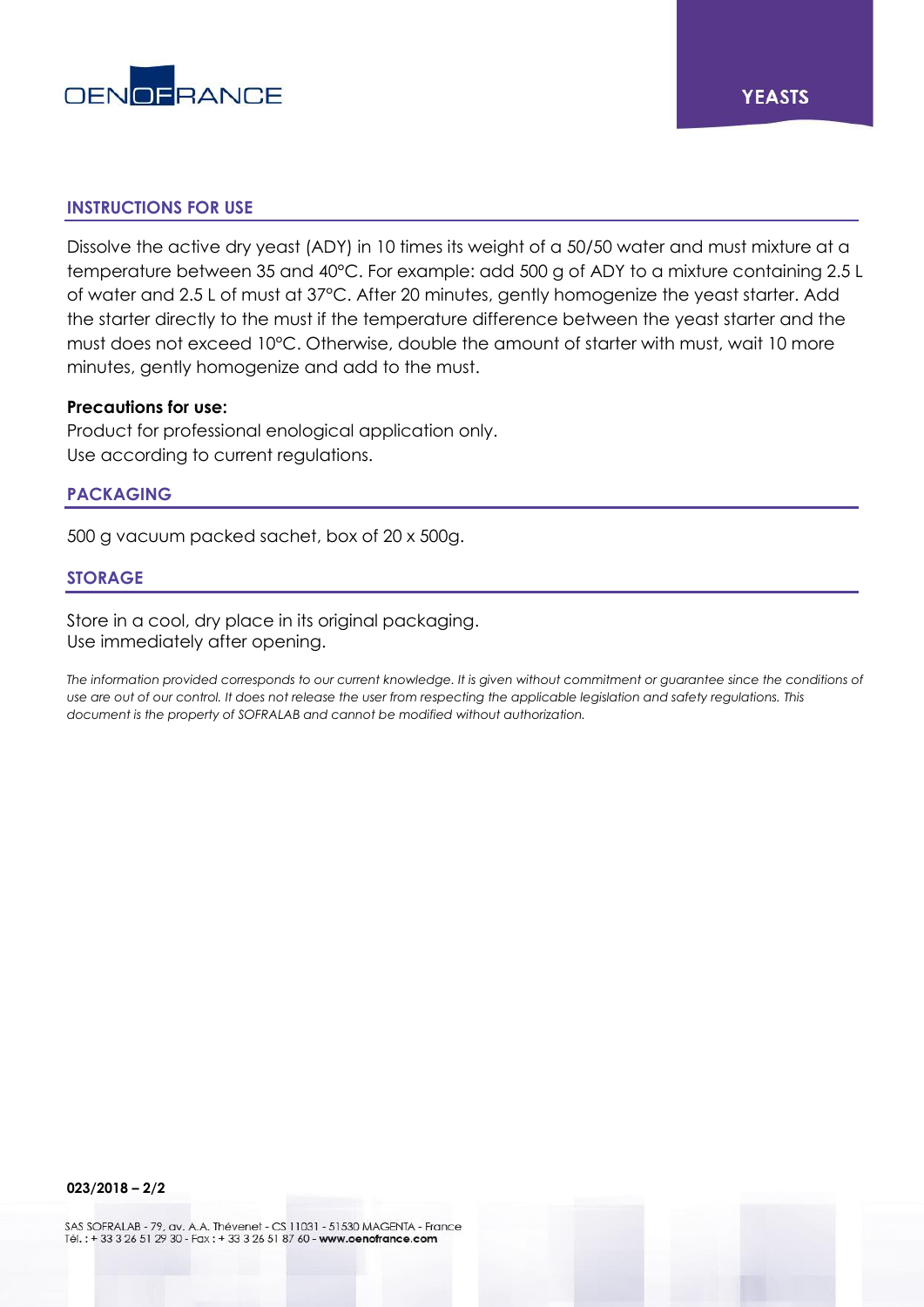## INSTRUCTIONS FOR USE

Dissolve the active dry yeast (ADY) in 10 times its weight of a 50/50 water and must mixture at a temperature between 35 and 40°C. For example: add 500 g of ADY to a mixture containing 2.5 L of water and 2.5 L of must at 37°C. After 20 minutes, gently homogenize the yeast starter. Add the starter directly to the must if the temperature difference between the yeast starter and the must does not exceed 10°C. Otherwise, double the amount of starter with must, wait 10 more minutes, gently homogenize and add to the must.

**Precautions for use:**

Product for professional enological application only.
Use according to current regulations.

## PACKAGING

500 g vacuum packed sachet, box of 20 x 500g.

## STORAGE

Store in a cool, dry place in its original packaging.
Use immediately after opening.

*The information provided corresponds to our current knowledge. It is given without commitment or guarantee since the conditions of use are out of our control. It does not release the user from respecting the applicable legislation and safety regulations. This document is the property of SOFRALAB and cannot be modified without authorization.*

**023/2018**

SAS SOFRALAB - 79, av. A.A. Thévenet - CS 11031 - 51530 MAGENTA - France
Tél. : + 33 3 26 51 29 30 - Fax : + 33 3 26 51 87 60 - **www.oenofrance.com**